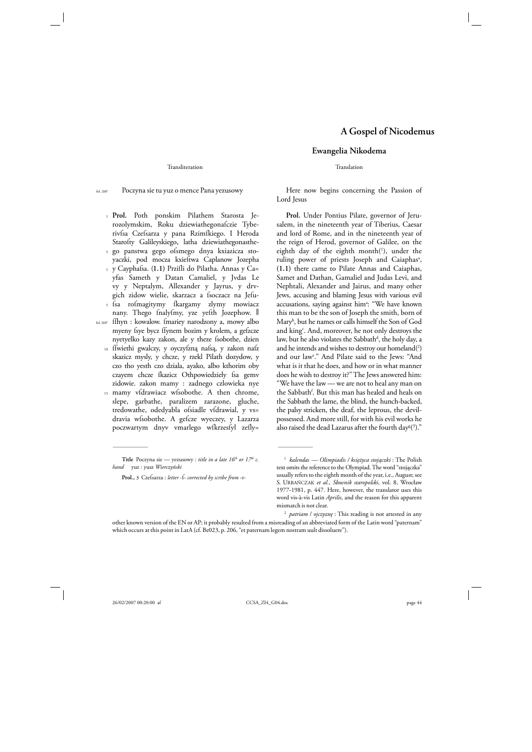# A Gospel of Nicodemus

## Ewangelia Nikodema

Transliteration

fol. 260r Poczyna sie tu yuz o mence Pana yezusowy

1 **Prol.** Poth ponskim Pilathem Starosta Jerozolymskim, Roku dziewiathegonaſcźie Tyberivſsa Czeſsarza y pana Rzimſkiego. I Heroda Staroſty Galileyskiego, latha dziewiathegonasthe-
5 go panstwa gego oſsmego dnya kxiazicza stoyaczki, pod mocza kxieſtwa Caplanow Jozepha
1 y Cayphaſsa. (**1.1**) Prziſli do Pilatha. Annas y Ca= yfas Sameth y Datan Camaliel, y Jvdas Le vy y Neptalym, Allexander y Jayrus, y drvgich zidow wielie, skarzacz a ſsoczacz na Jeſu-
5 ſsa roſmagitymy ſkargamy zlymy mowiacz nany. Thego ſnalyſmy, yze yeſth Jozephow. ‖
fol. 260v ſſhyn : kowalow. ſmariey narodzony a, mowy albo myeny ſsye bycz ſſynem bozim y krolem, a geſzcze nyetyelko kazy zakon, ale y theze ſsobothe, dzien
10 ſſwiethi gwalczy, y oyczyſzną naſsą, y zakon naſz skazicz mysly, y chcze, y rzekl Pilath dozydow, y czo tho yesth czo dziala, ayako, albo kthorim oby czayem chcze ſkazicz Othpowiedziely ſsa gemv zidowie. zakon mamy : zadnego czlowieka nye
15 mamy vſdrawiacz wſsobothe. A then chrome, slepe, garbathe, paralizem zarazone, gluche, tredowathe, odedyabla oſsiadle vſdrawial, y vs= dravia wſsobothe. A geſcze wyeczey, y Lazarza poczwartym dnyv vmarlego wſkrzesſyl zeſly=

Translation

Here now begins concerning the Passion of Lord Jesus

**Prol.** Under Pontius Pilate, governor of Jerusalem, in the nineteenth year of Tiberius, Caesar and lord of Rome, and in the nineteenth year of the reign of Herod, governor of Galilee, on the eighth day of the eighth month(1), under the ruling power of priests Joseph and Caiaphas[a], (**1.1**) there came to Pilate Annas and Caiaphas, Samet and Dathan, Gamaliel and Judas Levi, and Nephtali, Alexander and Jairus, and many other Jews, accusing and blaming Jesus with various evil accusations, saying against him[a]: "We have known this man to be the son of Joseph the smith, born of Mary[b], but he names or calls himself the Son of God and king[c]. And, moreover, he not only destroys the law, but he also violates the Sabbath[d], the holy day, a and he intends and wishes to destroy our homeland(2) and our law[e]." And Pilate said to the Jews: "And what is it that he does, and how or in what manner does he wish to destroy it?" The Jews answered him: "We have the law — we are not to heal any man on the Sabbath[f]. But this man has healed and heals on the Sabbath the lame, the blind, the hunch-backed, the palsy stricken, the deaf, the leprous, the devil-possessed. And more still, for with his evil works he also raised the dead Lazarus after the fourth day[g](3)."

---

**Title** Poczyna sie — yezusowy : *title in a late 16th or 17th c. hand* yuz : yusz *Wierczyński*

**Prol.**, 3 Czeſsarza : *letter* -ſ- *corrected by scribe from* -r-

---

1 *kalendas — Olimpiadis* / *księżyca stojączki* : The Polish text omits the reference to the Olympiad. The word "stojączka" usually refers to the eighth month of the year, i.e., August; see S. URBAŃCZAK *et al.*, *Słownik staropolski*, vol. 8, Wrocław 1977-1981, p. 447. Here, however, the translator uses this word vis-à-vis Latin *Aprilis*, and the reason for this apparent mismatch is not clear.

2 *patriam* / *ojczyznę* : This reading is not attested in any other known version of the EN or AP; it probably resulted from a misreading of an abbreviated form of the Latin word "paternam" which occurs at this point in LatA (cf. Be023, p. 206, "et paternam legem nostram uult dissoluere").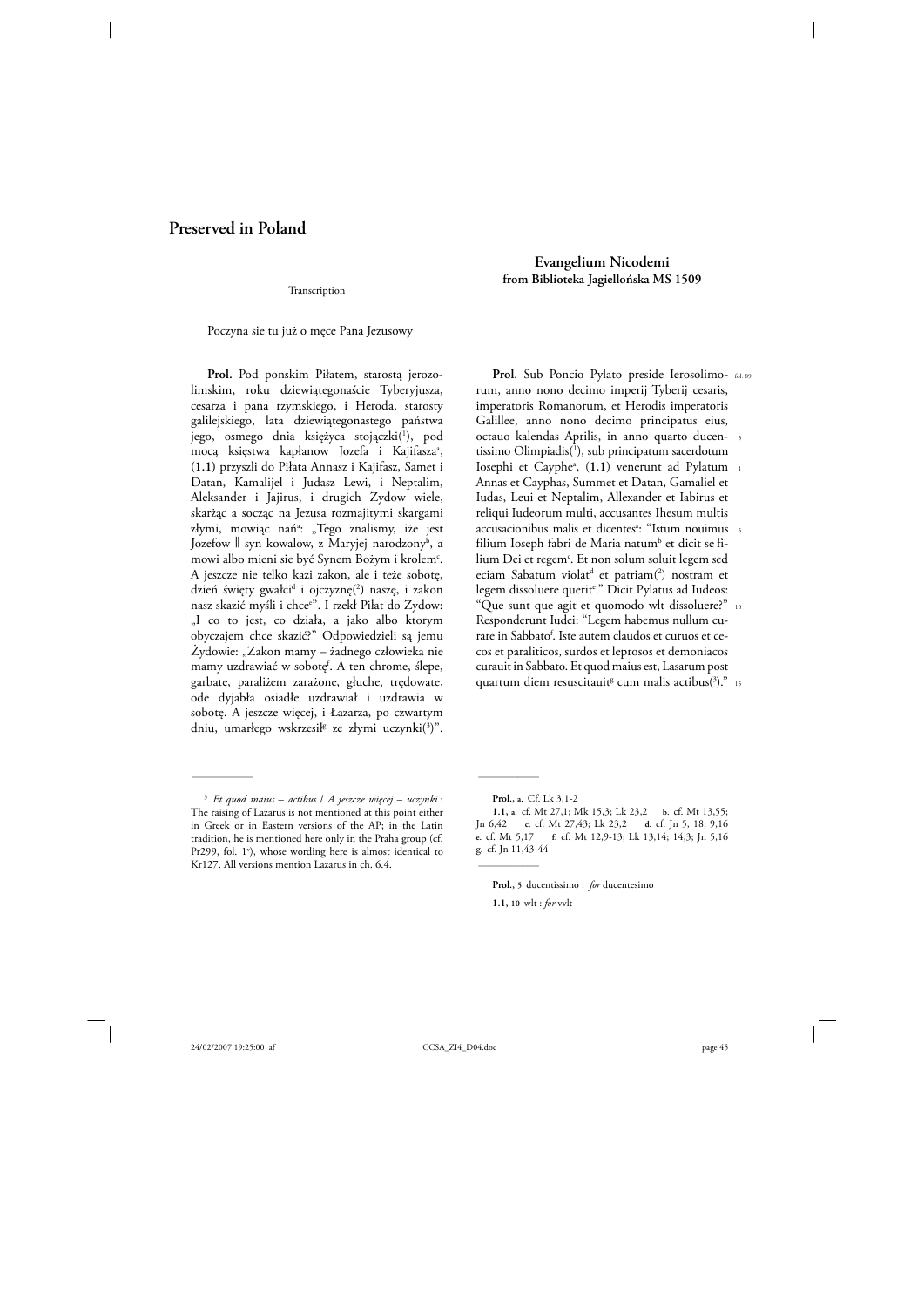# Preserved in Poland

## Evangelium Nicodemi
### from Biblioteka Jagiellońska MS 1509

Transcription

Poczyna sie tu już o męce Pana Jezusowy

**Prol.** Pod ponskim Piłatem, starostą jerozolimskim, roku dziewiątegonaście Tyberyjusza, cesarza i pana rzymskiego, i Heroda, starosty galilejskiego, lata dziewiątegonastego państwa jego, osmego dnia księżyca stojączki(1), pod mocą księstwa kapłanow Jozefa i Kajifasza[a], (**1.1**) przyszli do Piłata Annasz i Kajifasz, Samet i Datan, Kamalijel i Judasz Lewi, i Neptalim, Aleksander i Jajirus, i drugich Żydow wiele, skarżąc a socząc na Jezusa rozmajitymi skargami złymi, mowiąc nań[a]: „Tego znalismy, iże jest Jozefow ‖ syn kowalow, z Maryjej narodzony[b], a mowi albo mieni sie być Synem Bożym i krolem[c]. A jeszcze nie telko kazi zakon, ale i teże sobotę, dzień święty gwałci[d] i ojczyznę(2) naszę, i zakon nasz skazić myśli i chce[e]". I rzekł Piłat do Żydow: „I co to jest, co działa, a jako albo ktorym obyczajem chce skazić?" Odpowiedzieli są jemu Żydowie: „Zakon mamy – żadnego człowieka nie mamy uzdrawiać w sobotę[f]. A ten chrome, ślepe, garbate, paraliżem zarażone, głuche, trędowate, ode dyjabła osiadłe uzdrawiał i uzdrawia w sobotę. A jeszcze więcej, i Łazarza, po czwartym dniu, umarłego wskrzesił[g] ze złymi uczynki(3)".

**Prol.** Sub Poncio Pylato preside Ierosolimorum, anno nono decimo imperij Tyberij cesaris, imperatoris Romanorum, et Herodis imperatoris Galillee, anno nono decimo principatus eius, octauo kalendas Aprilis, in anno quarto ducentissimo Olimpiadis(1), sub principatum sacerdotum Iosephi et Cayphe[a], (**1.1**) venerunt ad Pylatum Annas et Cayphas, Summet et Datan, Gamaliel et Iudas, Leui et Neptalim, Allexander et Iabirus et reliqui Iudeorum multi, accusantes Ihesum multis accusacionibus malis et dicentes[a]: "Istum nouimus filium Ioseph fabri de Maria natum[b] et dicit se filium Dei et regem[c]. Et non solum soluit legem sed eciam Sabatum violat[d] et patriam(2) nostram et legem dissoluere querit[e]." Dicit Pylatus ad Iudeos: "Que sunt que agit et quomodo wlt dissoluere?" Responderunt Iudei: "Legem habemus nullum curare in Sabbato[f]. Iste autem claudos et curuos et cecos et paraliticos, surdos et leprosos et demoniacos curauit in Sabbato. Et quod maius est, Lasarum post quartum diem resuscitauit[g] cum malis actibus(3)."

---

[3] *Et quod maius – actibus* / *A jeszcze więcej – uczynki* : The raising of Lazarus is not mentioned at this point either in Greek or in Eastern versions of the AP; in the Latin tradition, he is mentioned here only in the Praha group (cf. Pr299, fol. 1v), whose wording here is almost identical to Kr127. All versions mention Lazarus in ch. 6.4.

---

**Prol., a.** Cf. Lk 3,1-2

**1.1, a.** cf. Mt 27,1; Mk 15,3; Lk 23,2 **b.** cf. Mt 13,55; Jn 6,42 **c.** cf. Mt 27,43; Lk 23,2 **d.** cf. Jn 5, 18; 9,16 **e.** cf. Mt 5,17 **f.** cf. Mt 12,9-13; Lk 13,14; 14,3; Jn 5,16 **g.** cf. Jn 11,43-44

---

**Prol., 5** ducentissimo : *for* ducentesimo

**1.1, 10** wlt : *for* vvlt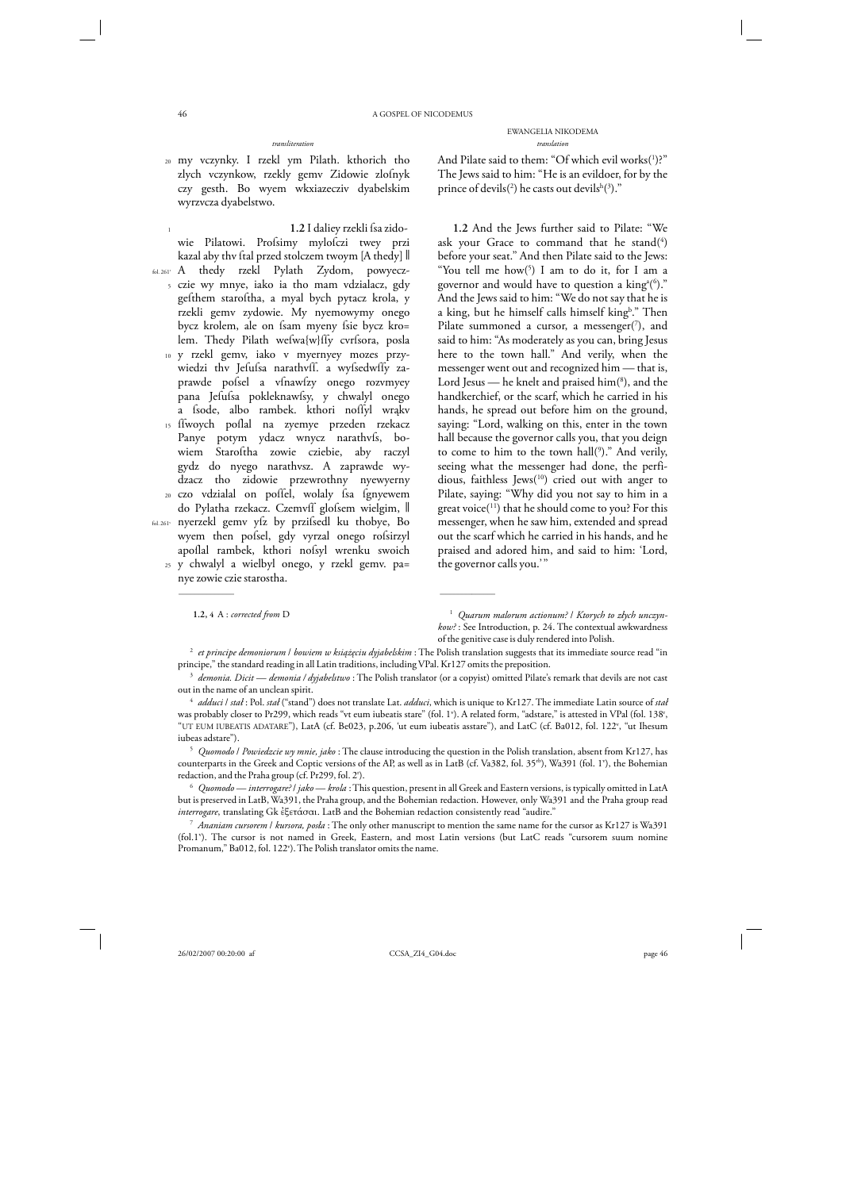*transliteration*

20 my vczynky. I rzekl ym Pilath. kthorich tho zlych vczynkow, rzekly gemv Zidowie zloſnyk czy gesth. Bo wyem wkxiazecziv dyabelskim wyrzvcza dyabelstwo.

1 **1.2** I daliey rzekli ſsa zidowie Pilatowi. Proſsimy myloſczi twey przi kazal aby thv ſtal przed stolczem twoym [A thedy] ‖

fol. 261v A thedy rzekl Pylath Zydom, powyecz-

5 czie wy mnye, iako ia tho mam vdzialacz, gdy geſthem staroſtha, a myal bych pytacz krola, y rzekli gemv zydowie. My nyemowymy onego bycz krolem, ale on ſsam myeny ſsie bycz kro= lem. Thedy Pilath weſwa{w}ſſy cvrſsora, posla

10 y rzekl gemv, iako v myernyey mozes przywiedzi thv Jeſuſsa narathvſſ. a wyſsedwſſy zaprawde poſsel a vſnawſzy onego rozvmyey pana Jeſuſsa pokleknawſsy, y chwalyl onego a ſsode, albo rambek. kthori noſſyl wrąkv

15 ſſwoych poſlal na zyemye przeden rzekacz Panye potym ydacz wnycz narathvſs, bowiem Staroſtha zowie cziebie, aby raczyl gydz do nyego narathvsz. A zaprawde wydzacz tho zidowie przewrothny nyewyerny

20 czo vdzialal on poſſel, wolaly ſsa ſgnyewem do Pylatha rzekacz. Czemvſſ gloſsem wielgim, ‖

fol. 261v nyerzekl gemv yſz by prziſsedl ku thobye, Bo wyem then poſsel, gdy vyrzal onego roſsirzyl apoſlal rambek, kthori noſsyl wrenku swoich

25 y chwalyl a wielbyl onego, y rzekl gemv. pa= nye zowie czie starostha.

**1.2**, 4 A : *corrected from* D

EWANGELIA NIKODEMA

*translation*

And Pilate said to them: "Of which evil works(1)?" The Jews said to him: "He is an evildoer, for by the prince of devils(2) he casts out devils[b](3)."

**1.2** And the Jews further said to Pilate: "We ask your Grace to command that he stand(4) before your seat." And then Pilate said to the Jews: "You tell me how(5) I am to do it, for I am a governor and would have to question a king[a](6)." And the Jews said to him: "We do not say that he is a king, but he himself calls himself king[b]." Then Pilate summoned a cursor, a messenger(7), and said to him: "As moderately as you can, bring Jesus here to the town hall." And verily, when the messenger went out and recognized him — that is, Lord Jesus — he knelt and praised him(8), and the handkerchief, or the scarf, which he carried in his hands, he spread out before him on the ground, saying: "Lord, walking on this, enter in the town hall because the governor calls you, that you deign to come to him to the town hall(9)." And verily, seeing what the messenger had done, the perfidious, faithless Jews(10) cried out with anger to Pilate, saying: "Why did you not say to him in a great voice(11) that he should come to you? For this messenger, when he saw him, extended and spread out the scarf which he carried in his hands, and he praised and adored him, and said to him: 'Lord, the governor calls you.'"

---

[1] *Quarum malorum actionum?* / *Ktorych to złych unczynkow?* : See Introduction, p. 24. The contextual awkwardness of the genitive case is duly rendered into Polish.

[2] *et principe demoniorum* / *bowiem w książęciu dyjabelskim* : The Polish translation suggests that its immediate source read "in principe," the standard reading in all Latin traditions, including VPal. Kr127 omits the preposition.

[3] *demonia. Dicit — demonia* / *dyjabelstwo* : The Polish translator (or a copyist) omitted Pilate's remark that devils are not cast out in the name of an unclean spirit.

[4] *adduci* / *stał* : Pol. *stał* ("stand") does not translate Lat. *adduci*, which is unique to Kr127. The immediate Latin source of *stał* was probably closer to Pr299, which reads "vt eum iubeatis stare" (fol. 1v). A related form, "adstare," is attested in VPal (fol. 138v, "UT EUM IUBEATIS ADATARE"), LatA (cf. Be023, p.206, 'ut eum iubeatis asstare"), and LatC (cf. Ba012, fol. 122v, "ut Ihesum iubeas adstare").

[5] *Quomodo* / *Powiedzcie wy mnie, jako* : The clause introducing the question in the Polish translation, absent from Kr127, has counterparts in the Greek and Coptic versions of the AP, as well as in LatB (cf. Va382, fol. 35rb), Wa391 (fol. 1v), the Bohemian redaction, and the Praha group (cf. Pr299, fol. 2r).

[6] *Quomodo — interrogare?* / *jako — krola* : This question, present in all Greek and Eastern versions, is typically omitted in LatA but is preserved in LatB, Wa391, the Praha group, and the Bohemian redaction. However, only Wa391 and the Praha group read *interrogare*, translating Gk ἐξετάσαι. LatB and the Bohemian redaction consistently read "audire."

[7] *Ananiam cursorem* / *kursora, posła* : The only other manuscript to mention the same name for the cursor as Kr127 is Wa391 (fol.1v). The cursor is not named in Greek, Eastern, and most Latin versions (but LatC reads "cursorem suum nomine Promanum," Ba012, fol. 122v). The Polish translator omits the name.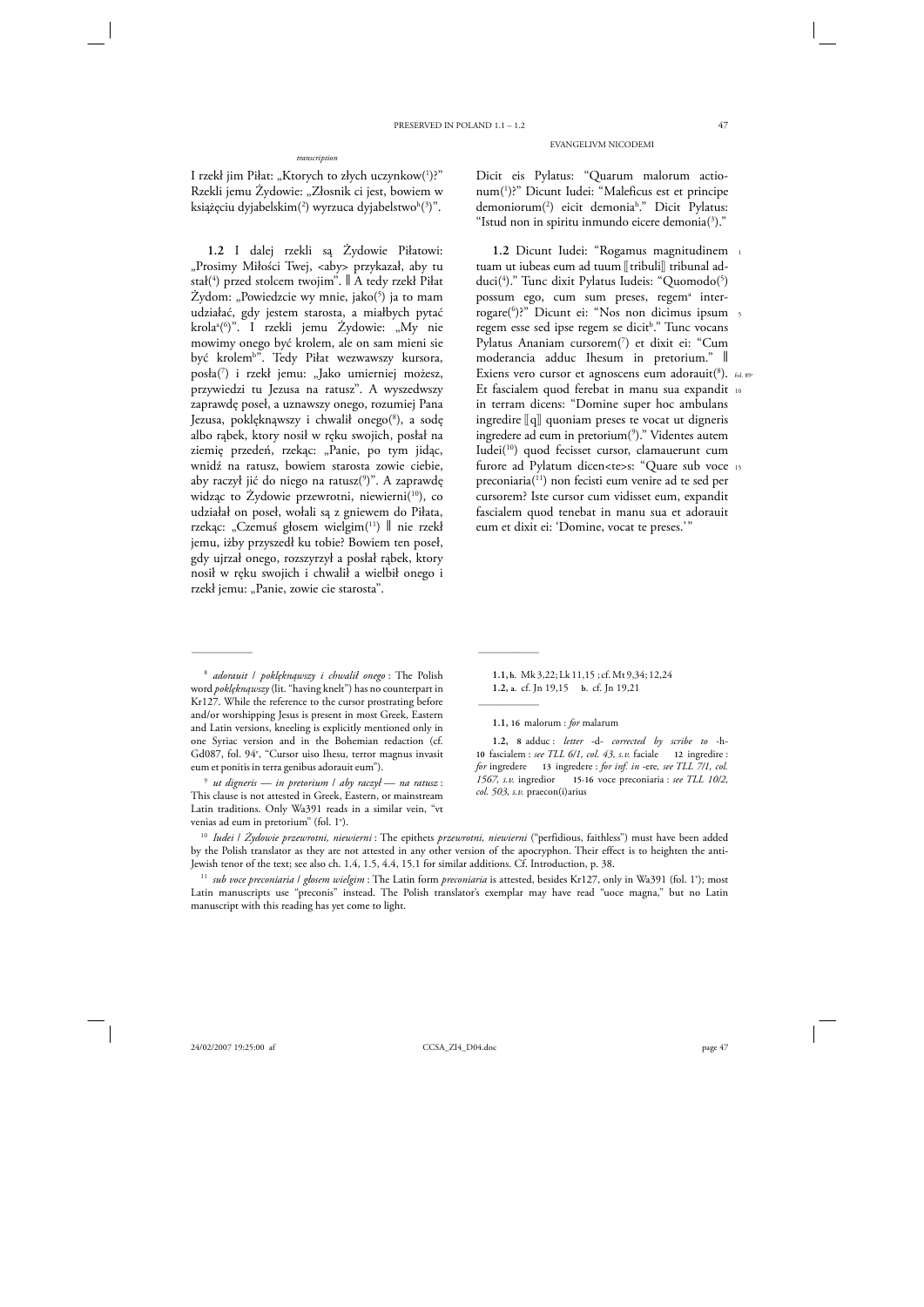*transcription*

I rzekł jim Piłat: „Ktorych to złych uczynkow(1)?" Rzekli jemu Żydowie: „Złosnik ci jest, bowiem w książęciu dyjabelskim(2) wyrzuca dyjabelstwo[h](3)".

**1.2** I dalej rzekli są Żydowie Piłatowi: „Prosimy Miłości Twej, <aby> przykazał, aby tu stał(4) przed stolcem twojim". ‖ A tedy rzekł Piłat Żydom: „Powiedzcie wy mnie, jako(5) ja to mam udziałać, gdy jestem starosta, a miałbych pytać krola[a](6)". I rzekli jemu Żydowie: „My nie mowimy onego być krolem, ale on sam mieni sie być krolem[b]". Tedy Piłat wezwawszy kursora, posła(7) i rzekł jemu: „Jako umierniej możesz, przywiedzi tu Jezusa na ratusz". A wyszedwszy zaprawdę poseł, a uznawszy onego, rozumiej Pana Jezusa, poklęknąwszy i chwalił onego(8), a sodę albo rąbek, ktory nosił w ręku swojich, posłał na ziemię przedeń, rzekąc: „Panie, po tym jidąc, wnidź na ratusz, bowiem starosta zowie ciebie, aby raczył jić do niego na ratusz(9)". A zaprawdę widząc to Żydowie przewrotni, niewierni(10), co udziałał on poseł, wołali są z gniewem do Piłata, rzekąc: „Czemuś głosem wielgim(11) ‖ nie rzekł jemu, iżby przyszedł ku tobie? Bowiem ten poseł, gdy ujrzał onego, rozszyrzył a posłał rąbek, ktory nosił w ręku swojich i chwalił a wielbił onego i rzekł jemu: „Panie, zowie cie starosta".

EVANGELIVM NICODEMI

Dicit eis Pylatus: "Quarum malorum actionum(1)?" Dicunt Iudei: "Maleficus est et principe demoniorum(2) eicit demonia[h]." Dicit Pylatus: "Istud non in spiritu inmundo eicere demonia(3)."

**1.2** Dicunt Iudei: "Rogamus magnitudinem tuam ut iubeas eum ad tuum ⟦tribuli⟧ tribunal adduci(4)." Tunc dixit Pylatus Iudeis: "Quomodo(5) possum ego, cum sum preses, regem[a] interrogare(6)?" Dicunt ei: "Nos non dicimus ipsum regem esse sed ipse regem se dicit[b]." Tunc vocans Pylatus Ananiam cursorem(7) et dixit ei: "Cum moderancia adduc Ihesum in pretorium." ‖ Exiens vero cursor et agnoscens eum adorauit(8). fol. 89r Et fascialem quod ferebat in manu sua expandit in terram dicens: "Domine super hoc ambulans ingredire ⟦q⟧ quoniam preses te vocat ut digneris ingredere ad eum in pretorium(9)." Videntes autem Iudei(10) quod fecisset cursor, clamauerunt cum furore ad Pylatum dicen<te>s: "Quare sub voce preconiaria(11) non fecisti eum venire ad te sed per cursorem? Iste cursor cum vidisset eum, expandit fascialem quod tenebat in manu sua et adorauit eum et dixit ei: 'Domine, vocat te preses.'"

---

**1.1, h.** Mk 3,22; Lk 11,15; cf. Mt 9,34; 12,24
**1.2, a.** cf. Jn 19,15 **b.** cf. Jn 19,21

---

**1.1, 16** malorum : *for* malarum

**1.2, 8** adduc : *letter* -d- *corrected by scribe to* -h- **10** fascialem : *see TLL 6/1, col. 43, s.v.* faciale **12** ingredire : *for* ingredere **13** ingredere : *for inf. in* -ere, *see TLL 7/1, col. 1567, s.v.* ingredior **15-16** voce preconiaria : *see TLL 10/2, col. 503, s.v.* praecon(i)arius

---

[8] *adorauit / poklęknąwszy i chwalił onego* : The Polish word *poklęknąwszy* (lit. "having knelt") has no counterpart in Kr127. While the reference to the cursor prostrating before and/or worshipping Jesus is present in most Greek, Eastern and Latin versions, kneeling is explicitly mentioned only in one Syriac version and in the Bohemian redaction (cf. Gd087, fol. 94v, "Cursor uiso Ihesu, terror magnus invasit eum et ponitis in terra genibus adorauit eum").

[9] *ut digneris — in pretorium / aby raczył — na ratusz* : This clause is not attested in Greek, Eastern, or mainstream Latin traditions. Only Wa391 reads in a similar vein, "vt venias ad eum in pretorium" (fol. 1v).

[10] *Iudei / Żydowie przewrotni, niewierni* : The epithets *przewrotni, niewierni* ("perfidious, faithless") must have been added by the Polish translator as they are not attested in any other version of the apocryphon. Their effect is to heighten the anti-Jewish tenor of the text; see also ch. 1.4, 1.5, 4.4, 15.1 for similar additions. Cf. Introduction, p. 38.

[11] *sub voce preconiaria / głosem wielgim* : The Latin form *preconiaria* is attested, besides Kr127, only in Wa391 (fol. 1v); most Latin manuscripts use "preconis" instead. The Polish translator's exemplar may have read "uoce magna," but no Latin manuscript with this reading has yet come to light.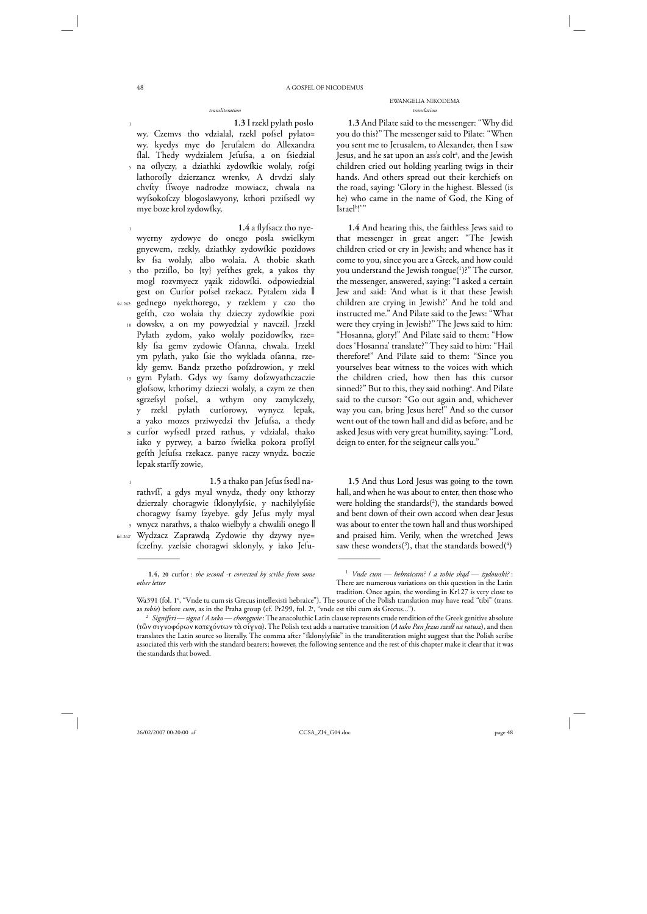*transliteration*

**1.3** I rzekl pylath poslo
wy. Czemvs tho vdzialal, rzekl poſsel pylato=
wy. kyedys mye do Jeruſalem do Allexandra
ſlal. Thedy wydzialem Jeſuſsa, a on ſsiedzial
na oſlyczy, a dziathki zydowſkie wolaly, roſgi
lathoroſly dzierzancz wrenkv, A drvdzi ſlaly
chvſty ſſwoye nadrodze mowiacz, chwala na
wyſsokoſczy blogoslawyony, kthori prziſsedl wy
mye boze krol zydowſky,

**1.4** a ſlyſsacz tho nye-
wyerny zydowye do onego posla swielkym
gnyewem, rzekly, dziathky zydowſkie pozidows
kv ſsa wolaly, albo wolaia. A thobie skath
tho prziſlo, bo {ty} yeſthes grek, a yakos thy
mogl rozvmyecz yązik zidowſki. odpowiedzial
gest on Curſor poſsel rzekacz. Pytalem zida ‖
gednego nyekthorego, y rzeklem y czo tho
geſth, czo wolaia thy dzieczy zydowſkie pozi
dowskv, a on my powyedzial y navczil. Jrzekl
Pylath zydom, yako wolaly pozidowſkv, rze=
kly ſsa gemv zydowie Oſanna, chwala. Irzekl
ym pylath, yako ſsie tho wyklada oſanna, rze-
kly gemv. Bandz przetho poſzdrowion, y rzekl
gym Pylath. Gdys wy ſsamy doſzwyathczaczie
gloſsow, kthorimy dzieczi wolaly, a czym ze then
sgrzeſsyl poſsel, a wthym ony zamylczely,
y rzekl pylath curſorowy, wynycz lepak,
a yako mozes prziwyedzi thv Jeſuſsa, a thedy
curſor wyſsedl przed rathus, y vdzialal, thako
iako y pyrwey, a barzo ſwielka pokora proſſyl
geſth Jeſuſsa rzekacz. panye raczy wnydz. boczie
lepak starſſy zowie,

**1.5** a thako pan Jeſus ſsedl na-
rathvſſ, a gdys myal wnydz, thedy ony kthorzy
dzierzaly choragwie ſklonylyſsie, y nachilylyſsie
choragwy ſsamy ſzyebye. gdy Jeſus myly myal
wnycz narathvs, a thako wielbyly a chwalili onego ‖
Wydzacz Zaprawdą Zydowie thy dzywy nye=
ſczeſny. yzeſsie choragwi sklonyly, y iako Jeſu-

**1.4, 20** curſor : *the second* -r *corrected by scribe from some other letter*

EWANGELIA NIKODEMA
*translation*

**1.3** And Pilate said to the messenger: "Why did you do this?" The messenger said to Pilate: "When you sent me to Jerusalem, to Alexander, then I saw Jesus, and he sat upon an ass's colt[a], and the Jewish children cried out holding yearling twigs in their hands. And others spread out their kerchiefs on the road, saying: 'Glory in the highest. Blessed (is he) who came in the name of God, the King of Israel[b]!' "

**1.4** And hearing this, the faithless Jews said to that messenger in great anger: "The Jewish children cried or cry in Jewish; and whence has it come to you, since you are a Greek, and how could you understand the Jewish tongue([1])?" The cursor, the messenger, answered, saying: "I asked a certain Jew and said: 'And what is it that these Jewish children are crying in Jewish?' And he told and instructed me." And Pilate said to the Jews: "What were they crying in Jewish?" The Jews said to him: "Hosanna, glory!" And Pilate said to them: "How does 'Hosanna' translate?" They said to him: "Hail therefore!" And Pilate said to them: "Since you yourselves bear witness to the voices with which the children cried, how then has this cursor sinned?" But to this, they said nothing[a]. And Pilate said to the cursor: "Go out again and, whichever way you can, bring Jesus here!" And so the cursor went out of the town hall and did as before, and he asked Jesus with very great humility, saying: "Lord, deign to enter, for the seigneur calls you."

**1.5** And thus Lord Jesus was going to the town hall, and when he was about to enter, then those who were holding the standards([2]), the standards bowed and bent down of their own accord when dear Jesus was about to enter the town hall and thus worshiped and praised him. Verily, when the wretched Jews saw these wonders([3]), that the standards bowed([4])

[1] *Vnde cum — hebraicam? / a tobie skąd — żydowski?* : There are numerous variations on this question in the Latin tradition. Once again, the wording in Kr127 is very close to Wa391 (fol. 1v, "Vnde tu cum sis Grecus intellexisti hebraice"). The source of the Polish translation may have read "tibi" (trans. as *tobie*) before *cum*, as in the Praha group (cf. Pr299, fol. 2r, "vnde est tibi cum sis Grecus...").

[2] *Signiferi — signa / A tako — choragwie* : The anacoluthic Latin clause represents crude rendition of the Greek genitive absolute (τῶν σιγνοφόρων κατεχόντων τὰ σίγνα). The Polish text adds a narrative transition (*A tako Pan Jezus szedł na ratusz*), and then translates the Latin source so literally. The comma after "ſklonylyſsie" in the transliteration might suggest that the Polish scribe associated this verb with the standard bearers; however, the following sentence and the rest of this chapter make it clear that it was the standards that bowed.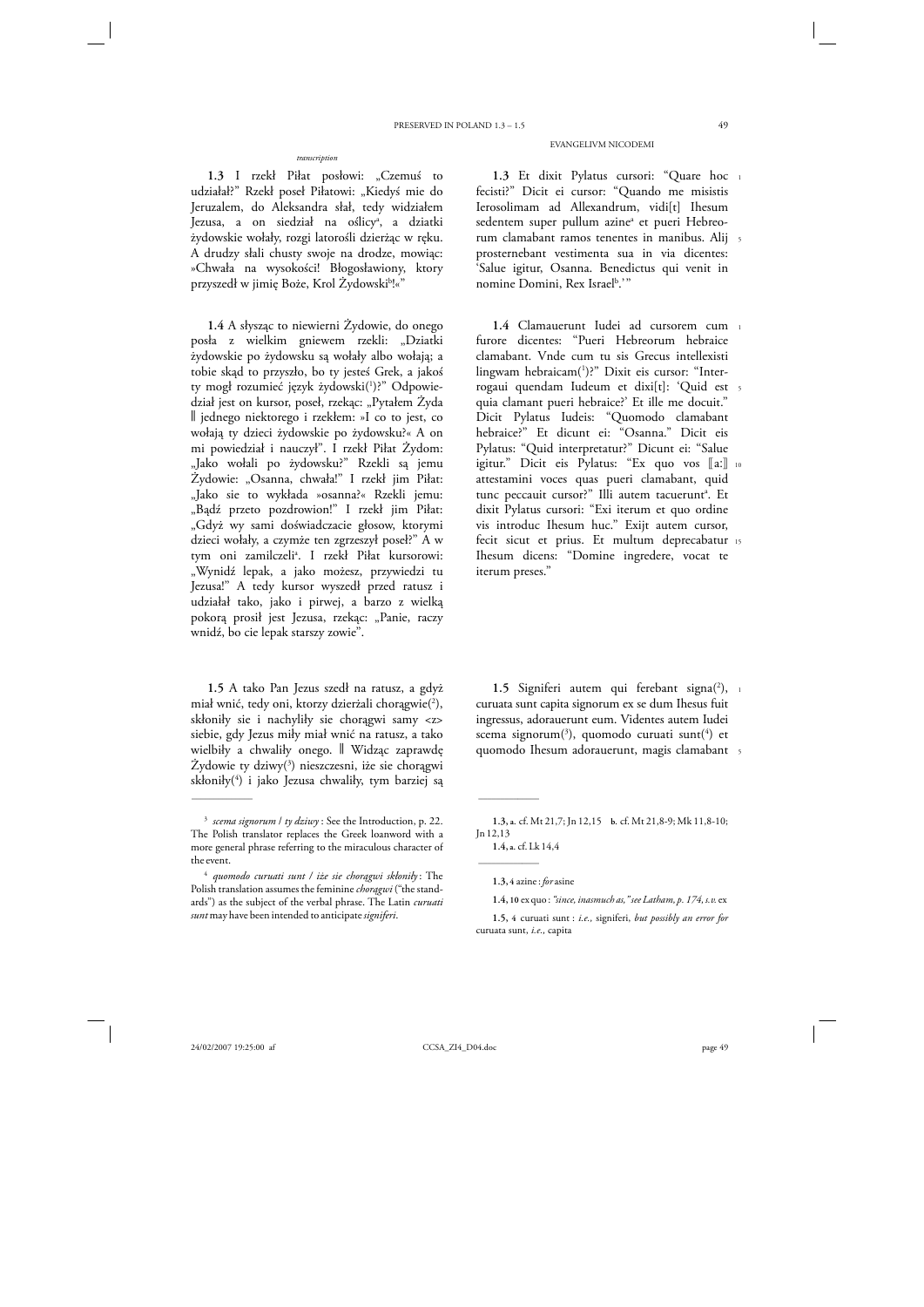*transcription*

**1.3** I rzekł Piłat posłowi: „Czemuś to udziałał?" Rzekł poseł Piłatowi: „Kiedyś mie do Jeruzalem, do Aleksandra słał, tedy widziałem Jezusa, a on siedział na oślicy[a], a dziatki żydowskie wołały, rozgi latorośli dzierżąc w ręku. A drudzy słali chusty swoje na drodze, mowiąc: »Chwała na wysokości! Błogosławiony, ktory przyszedł w jimię Boże, Krol Żydowski[b]!«"

**1.4** A słysząc to niewierni Żydowie, do onego posła z wielkim gniewem rzekli: „Dziatki żydowskie po żydowsku są wołały albo wołają; a tobie skąd to przyszło, bo ty jesteś Grek, a jakoś ty mogł rozumieć język żydowski([1])?" Odpowiedział jest on kursor, poseł, rzekąc: „Pytałem Żyda ‖ jednego niektorego i rzekłem: »I co to jest, co wołają ty dzieci żydowskie po żydowsku?« A on mi powiedział i nauczył". I rzekł Piłat Żydom: „Jako wołali po żydowsku?" Rzekli są jemu Żydowie: „Osanna, chwała!" I rzekł jim Piłat: „Jako sie to wykłada »osanna?« Rzekli jemu: „Bądź przeto pozdrowion!" I rzekł jim Piłat: „Gdyż wy sami doświadczacie głosow, ktorymi dzieci wołały, a czymże ten zgrzeszył poseł?" A w tym oni zamilczeli[a]. I rzekł Piłat kursorowi: „Wynidź lepak, a jako możesz, przywiedzi tu Jezusa!" A tedy kursor wyszedł przed ratusz i udziałał tako, jako i pirwej, a barzo z wielką pokorą prosił jest Jezusa, rzekąc: „Panie, raczy wnidź, bo cie lepak starszy zowie".

**1.5** A tako Pan Jezus szedł na ratusz, a gdyż miał wnić, tedy oni, ktorzy dzierżali chorągwie([2]), skłoniły sie i nachyliły sie chorągwi samy <z> siebie, gdy Jezus miły miał wnić na ratusz, a tako wielbiły a chwaliły onego. ‖ Widząc zaprawdę Żydowie ty dziwy([3]) nieszczesni, iże sie chorągwi skłoniły([4]) i jako Jezusa chwaliły, tym barziej są

---

EVANGELIVM NICODEMI

**1.3** Et dixit Pylatus cursori: "Quare hoc fecisti?" Dicit ei cursor: "Quando me misistis Ierosolimam ad Allexandrum, vidi[t] Ihesum sedentem super pullum azine[a] et pueri Hebreorum clamabant ramos tenentes in manibus. Alij prosternebant vestimenta sua in via dicentes: 'Salue igitur, Osanna. Benedictus qui venit in nomine Domini, Rex Israel[b].'"

**1.4** Clamauerunt Iudei ad cursorem cum furore dicentes: "Pueri Hebreorum hebraice clamabant. Vnde cum tu sis Grecus intellexisti lingwam hebraicam([1])?" Dixit eis cursor: "Interrogaui quendam Iudeum et dixi[t]: 'Quid est quia clamant pueri hebraice?' Et ille me docuit." Dicit Pylatus Iudeis: "Quomodo clamabant hebraice?" Et dicunt ei: "Osanna." Dicit eis Pylatus: "Quid interpretatur?" Dicunt ei: "Salue igitur." Dicit eis Pylatus: "Ex quo vos ⟦a:⟧ attestamini voces quas pueri clamabant, quid tunc peccauit cursor?" Illi autem tacuerunt[a]. Et dixit Pylatus cursori: "Exi iterum et quo ordine vis introduc Ihesum huc." Exijt autem cursor, fecit sicut et prius. Et multum deprecabatur Ihesum dicens: "Domine ingredere, vocat te iterum preses."

**1.5** Signiferi autem qui ferebant signa([2]), curuata sunt capita signorum ex se dum Ihesus fuit ingressus, adorauerunt eum. Videntes autem Iudei scema signorum([3]), quomodo curuati sunt([4]) et quomodo Ihesum adorauerunt, magis clamabant

---

[3] *scema signorum* / *ty dziwy* : See the Introduction, p. 22. The Polish translator replaces the Greek loanword with a more general phrase referring to the miraculous character of the event.

[4] *quomodo curuati sunt* / *iże sie chorągwi skłoniły* : The Polish translation assumes the feminine *chorągwi* ("the standards") as the subject of the verbal phrase. The Latin *curuati sunt* may have been intended to anticipate *signiferi*.

---

**1.3, a.** cf. Mt 21,7; Jn 12,15 **b.** cf. Mt 21,8-9; Mk 11,8-10; Jn 12,13

**1.4, a.** cf. Lk 14,4

---

**1.3, 4** azine : *for* asine

**1.4, 10** ex quo : *"since, inasmuch as," see Latham, p. 174, s.v.* ex

**1.5, 4** curuati sunt : *i.e.,* signiferi, *but possibly an error for* curuata sunt, *i.e.,* capita